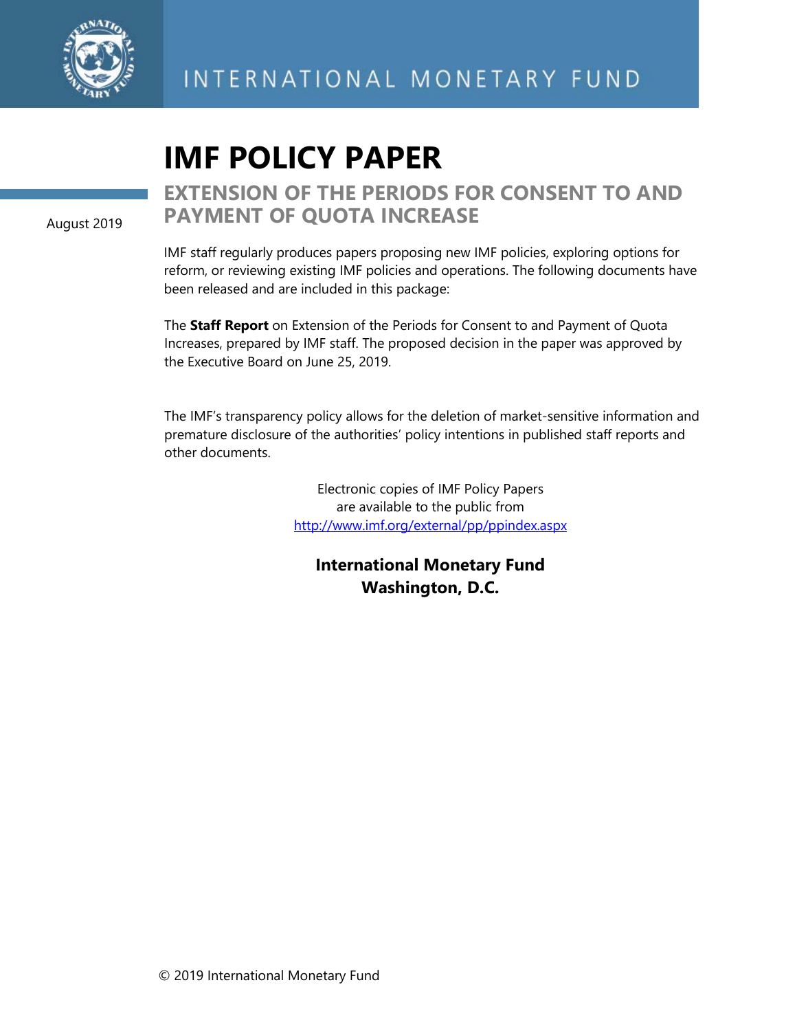INTERNATIONAL MONETARY FUND

# IMF POLICY PAPER

## EXTENSION OF THE PERIODS FOR CONSENT TO AND PAYMENT OF QUOTA INCREASE

August 2019

IMF staff regularly produces papers proposing new IMF policies, exploring options for reform, or reviewing existing IMF policies and operations. The following documents have been released and are included in this package:

The **Staff Report** on Extension of the Periods for Consent to and Payment of Quota Increases, prepared by IMF staff. The proposed decision in the paper was approved by the Executive Board on June 25, 2019.

The IMF's transparency policy allows for the deletion of market-sensitive information and premature disclosure of the authorities' policy intentions in published staff reports and other documents.

Electronic copies of IMF Policy Papers
are available to the public from
http://www.imf.org/external/pp/ppindex.aspx

**International Monetary Fund**
**Washington, D.C.**

© 2019 International Monetary Fund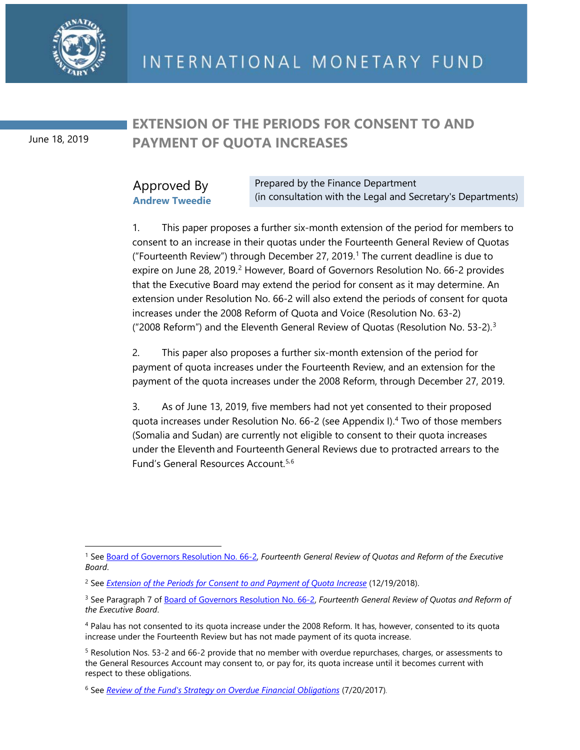INTERNATIONAL MONETARY FUND

June 18, 2019

# EXTENSION OF THE PERIODS FOR CONSENT TO AND PAYMENT OF QUOTA INCREASES

Approved By **Andrew Tweedie**

Prepared by the Finance Department (in consultation with the Legal and Secretary's Departments)

1. This paper proposes a further six-month extension of the period for members to consent to an increase in their quotas under the Fourteenth General Review of Quotas ("Fourteenth Review") through December 27, 2019.[1] The current deadline is due to expire on June 28, 2019.[2] However, Board of Governors Resolution No. 66-2 provides that the Executive Board may extend the period for consent as it may determine. An extension under Resolution No. 66-2 will also extend the periods of consent for quota increases under the 2008 Reform of Quota and Voice (Resolution No. 63-2) ("2008 Reform") and the Eleventh General Review of Quotas (Resolution No. 53-2).[3]

2. This paper also proposes a further six-month extension of the period for payment of quota increases under the Fourteenth Review, and an extension for the payment of the quota increases under the 2008 Reform, through December 27, 2019.

3. As of June 13, 2019, five members had not yet consented to their proposed quota increases under Resolution No. 66-2 (see Appendix I).[4] Two of those members (Somalia and Sudan) are currently not eligible to consent to their quota increases under the Eleventh and Fourteenth General Reviews due to protracted arrears to the Fund's General Resources Account.[5,6]

---

[1] See Board of Governors Resolution No. 66-2, *Fourteenth General Review of Quotas and Reform of the Executive Board*.

[2] See *Extension of the Periods for Consent to and Payment of Quota Increase* (12/19/2018).

[3] See Paragraph 7 of Board of Governors Resolution No. 66-2, *Fourteenth General Review of Quotas and Reform of the Executive Board*.

[4] Palau has not consented to its quota increase under the 2008 Reform. It has, however, consented to its quota increase under the Fourteenth Review but has not made payment of its quota increase.

[5] Resolution Nos. 53-2 and 66-2 provide that no member with overdue repurchases, charges, or assessments to the General Resources Account may consent to, or pay for, its quota increase until it becomes current with respect to these obligations.

[6] See *Review of the Fund's Strategy on Overdue Financial Obligations* (7/20/2017).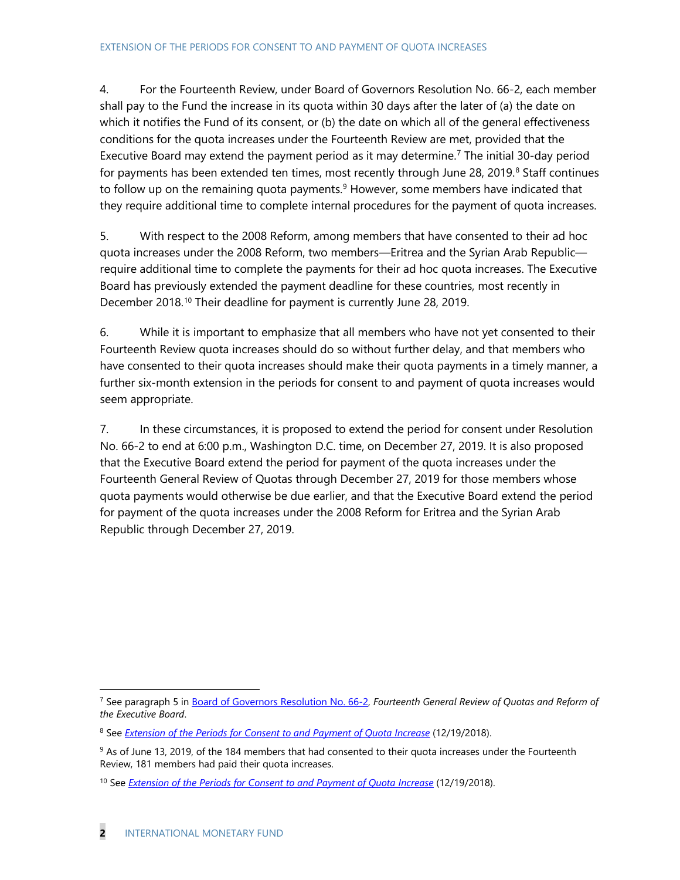4. For the Fourteenth Review, under Board of Governors Resolution No. 66-2, each member shall pay to the Fund the increase in its quota within 30 days after the later of (a) the date on which it notifies the Fund of its consent, or (b) the date on which all of the general effectiveness conditions for the quota increases under the Fourteenth Review are met, provided that the Executive Board may extend the payment period as it may determine.[7] The initial 30-day period for payments has been extended ten times, most recently through June 28, 2019.[8] Staff continues to follow up on the remaining quota payments.[9] However, some members have indicated that they require additional time to complete internal procedures for the payment of quota increases.

5. With respect to the 2008 Reform, among members that have consented to their ad hoc quota increases under the 2008 Reform, two members—Eritrea and the Syrian Arab Republic—require additional time to complete the payments for their ad hoc quota increases. The Executive Board has previously extended the payment deadline for these countries, most recently in December 2018.[10] Their deadline for payment is currently June 28, 2019.

6. While it is important to emphasize that all members who have not yet consented to their Fourteenth Review quota increases should do so without further delay, and that members who have consented to their quota increases should make their quota payments in a timely manner, a further six-month extension in the periods for consent to and payment of quota increases would seem appropriate.

7. In these circumstances, it is proposed to extend the period for consent under Resolution No. 66-2 to end at 6:00 p.m., Washington D.C. time, on December 27, 2019. It is also proposed that the Executive Board extend the period for payment of the quota increases under the Fourteenth General Review of Quotas through December 27, 2019 for those members whose quota payments would otherwise be due earlier, and that the Executive Board extend the period for payment of the quota increases under the 2008 Reform for Eritrea and the Syrian Arab Republic through December 27, 2019.

---

[7] See paragraph 5 in Board of Governors Resolution No. 66-2, *Fourteenth General Review of Quotas and Reform of the Executive Board*.

[8] See *Extension of the Periods for Consent to and Payment of Quota Increase* (12/19/2018).

[9] As of June 13, 2019, of the 184 members that had consented to their quota increases under the Fourteenth Review, 181 members had paid their quota increases.

[10] See *Extension of the Periods for Consent to and Payment of Quota Increase* (12/19/2018).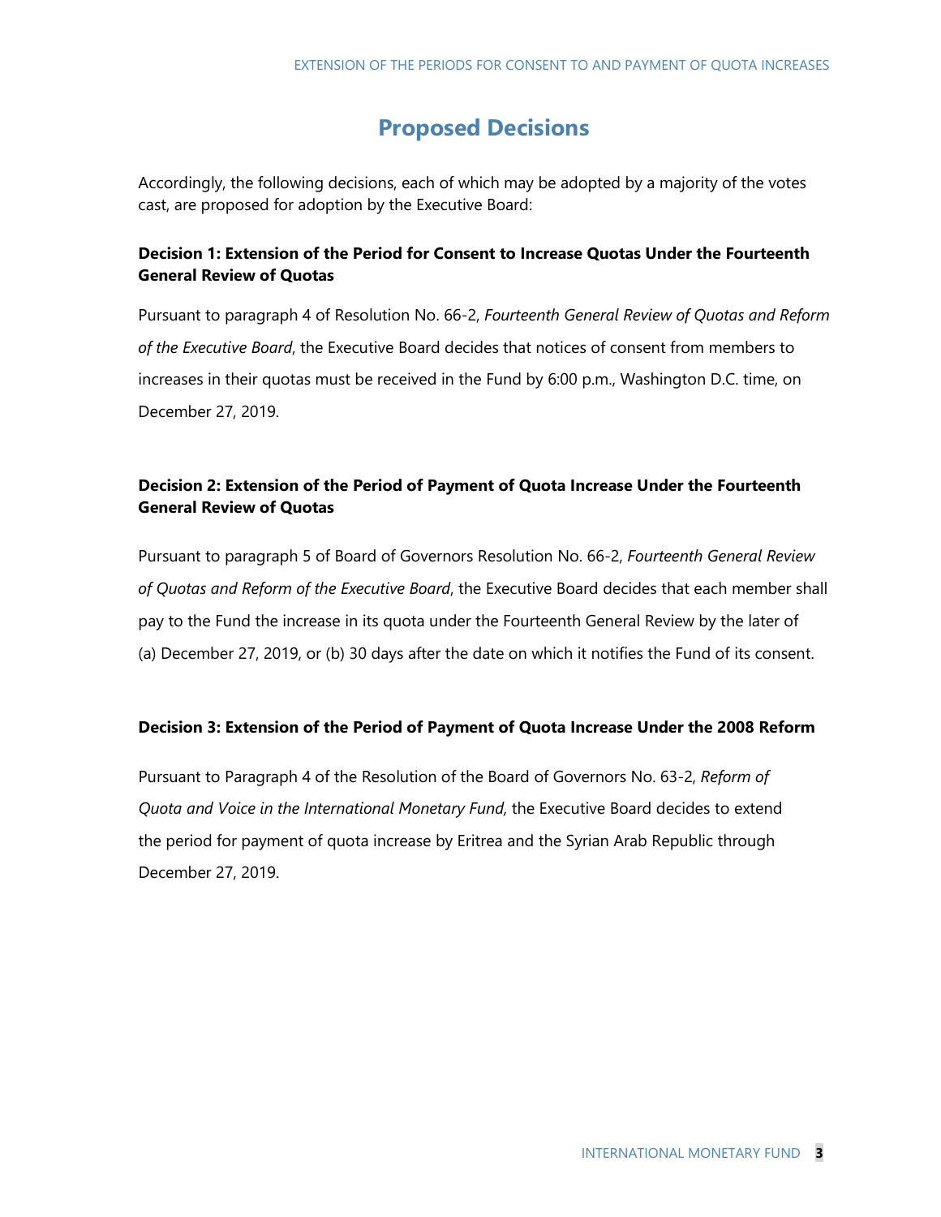# Proposed Decisions

Accordingly, the following decisions, each of which may be adopted by a majority of the votes cast, are proposed for adoption by the Executive Board:

### Decision 1: Extension of the Period for Consent to Increase Quotas Under the Fourteenth General Review of Quotas

Pursuant to paragraph 4 of Resolution No. 66-2, *Fourteenth General Review of Quotas and Reform of the Executive Board*, the Executive Board decides that notices of consent from members to increases in their quotas must be received in the Fund by 6:00 p.m., Washington D.C. time, on December 27, 2019.

### Decision 2: Extension of the Period of Payment of Quota Increase Under the Fourteenth General Review of Quotas

Pursuant to paragraph 5 of Board of Governors Resolution No. 66-2, *Fourteenth General Review of Quotas and Reform of the Executive Board*, the Executive Board decides that each member shall pay to the Fund the increase in its quota under the Fourteenth General Review by the later of (a) December 27, 2019, or (b) 30 days after the date on which it notifies the Fund of its consent.

### Decision 3: Extension of the Period of Payment of Quota Increase Under the 2008 Reform

Pursuant to Paragraph 4 of the Resolution of the Board of Governors No. 63-2, *Reform of Quota and Voice in the International Monetary Fund,* the Executive Board decides to extend the period for payment of quota increase by Eritrea and the Syrian Arab Republic through December 27, 2019.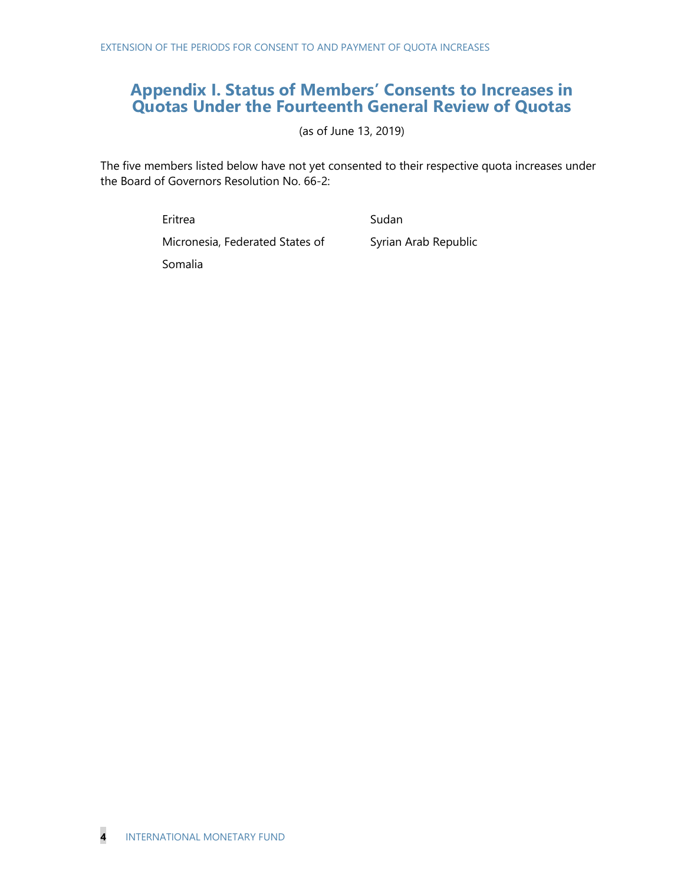# Appendix I. Status of Members' Consents to Increases in Quotas Under the Fourteenth General Review of Quotas

(as of June 13, 2019)

The five members listed below have not yet consented to their respective quota increases under the Board of Governors Resolution No. 66-2:

Eritrea

Micronesia, Federated States of

Somalia

Sudan

Syrian Arab Republic